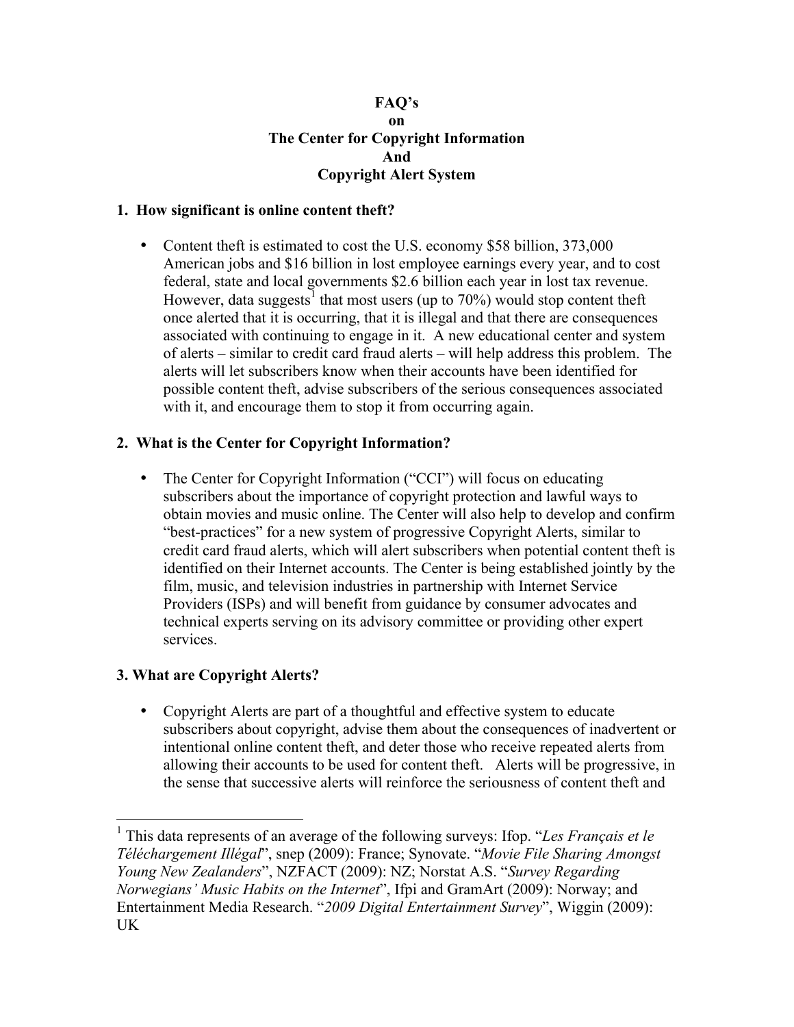# FAQ's
# on
# The Center for Copyright Information
# And
# Copyright Alert System

### 1. How significant is online content theft?

- Content theft is estimated to cost the U.S. economy $58 billion, 373,000 American jobs and $16 billion in lost employee earnings every year, and to cost federal, state and local governments $2.6 billion each year in lost tax revenue. However, data suggests[1] that most users (up to 70%) would stop content theft once alerted that it is occurring, that it is illegal and that there are consequences associated with continuing to engage in it. A new educational center and system of alerts – similar to credit card fraud alerts – will help address this problem. The alerts will let subscribers know when their accounts have been identified for possible content theft, advise subscribers of the serious consequences associated with it, and encourage them to stop it from occurring again.

### 2. What is the Center for Copyright Information?

- The Center for Copyright Information ("CCI") will focus on educating subscribers about the importance of copyright protection and lawful ways to obtain movies and music online. The Center will also help to develop and confirm "best-practices" for a new system of progressive Copyright Alerts, similar to credit card fraud alerts, which will alert subscribers when potential content theft is identified on their Internet accounts. The Center is being established jointly by the film, music, and television industries in partnership with Internet Service Providers (ISPs) and will benefit from guidance by consumer advocates and technical experts serving on its advisory committee or providing other expert services.

### 3. What are Copyright Alerts?

- Copyright Alerts are part of a thoughtful and effective system to educate subscribers about copyright, advise them about the consequences of inadvertent or intentional online content theft, and deter those who receive repeated alerts from allowing their accounts to be used for content theft. Alerts will be progressive, in the sense that successive alerts will reinforce the seriousness of content theft and

---

[1] This data represents of an average of the following surveys: Ifop. "*Les Français et le Téléchargement Illégal*", snep (2009): France; Synovate. "*Movie File Sharing Amongst Young New Zealanders*", NZFACT (2009): NZ; Norstat A.S. "*Survey Regarding Norwegians' Music Habits on the Internet*", Ifpi and GramArt (2009): Norway; and Entertainment Media Research. "*2009 Digital Entertainment Survey*", Wiggin (2009): UK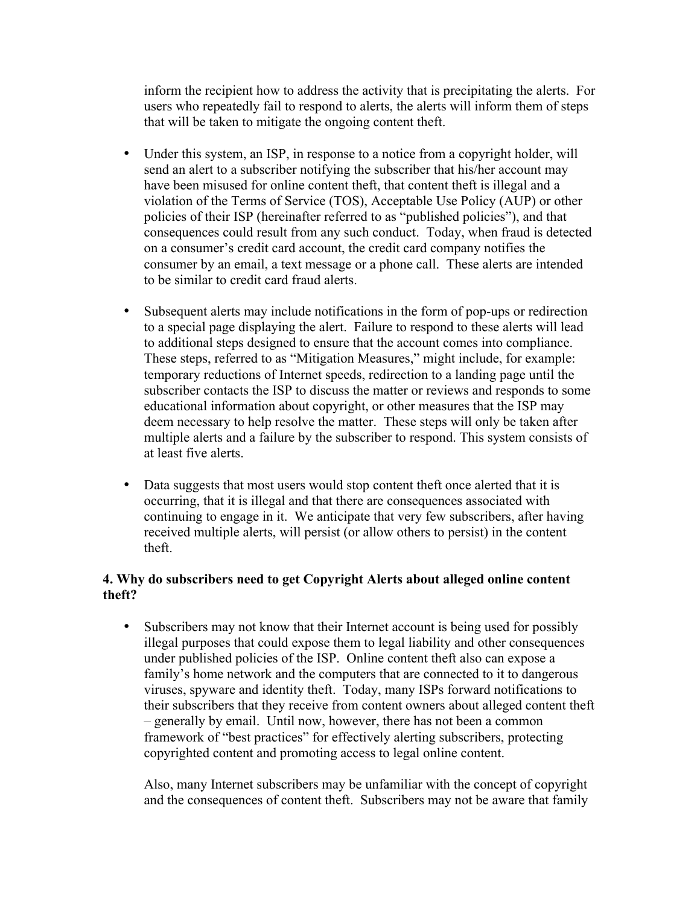inform the recipient how to address the activity that is precipitating the alerts. For users who repeatedly fail to respond to alerts, the alerts will inform them of steps that will be taken to mitigate the ongoing content theft.

- Under this system, an ISP, in response to a notice from a copyright holder, will send an alert to a subscriber notifying the subscriber that his/her account may have been misused for online content theft, that content theft is illegal and a violation of the Terms of Service (TOS), Acceptable Use Policy (AUP) or other policies of their ISP (hereinafter referred to as "published policies"), and that consequences could result from any such conduct. Today, when fraud is detected on a consumer's credit card account, the credit card company notifies the consumer by an email, a text message or a phone call. These alerts are intended to be similar to credit card fraud alerts.

- Subsequent alerts may include notifications in the form of pop-ups or redirection to a special page displaying the alert. Failure to respond to these alerts will lead to additional steps designed to ensure that the account comes into compliance. These steps, referred to as "Mitigation Measures," might include, for example: temporary reductions of Internet speeds, redirection to a landing page until the subscriber contacts the ISP to discuss the matter or reviews and responds to some educational information about copyright, or other measures that the ISP may deem necessary to help resolve the matter. These steps will only be taken after multiple alerts and a failure by the subscriber to respond. This system consists of at least five alerts.

- Data suggests that most users would stop content theft once alerted that it is occurring, that it is illegal and that there are consequences associated with continuing to engage in it. We anticipate that very few subscribers, after having received multiple alerts, will persist (or allow others to persist) in the content theft.

**4. Why do subscribers need to get Copyright Alerts about alleged online content theft?**

- Subscribers may not know that their Internet account is being used for possibly illegal purposes that could expose them to legal liability and other consequences under published policies of the ISP. Online content theft also can expose a family's home network and the computers that are connected to it to dangerous viruses, spyware and identity theft. Today, many ISPs forward notifications to their subscribers that they receive from content owners about alleged content theft – generally by email. Until now, however, there has not been a common framework of "best practices" for effectively alerting subscribers, protecting copyrighted content and promoting access to legal online content.

  Also, many Internet subscribers may be unfamiliar with the concept of copyright and the consequences of content theft. Subscribers may not be aware that family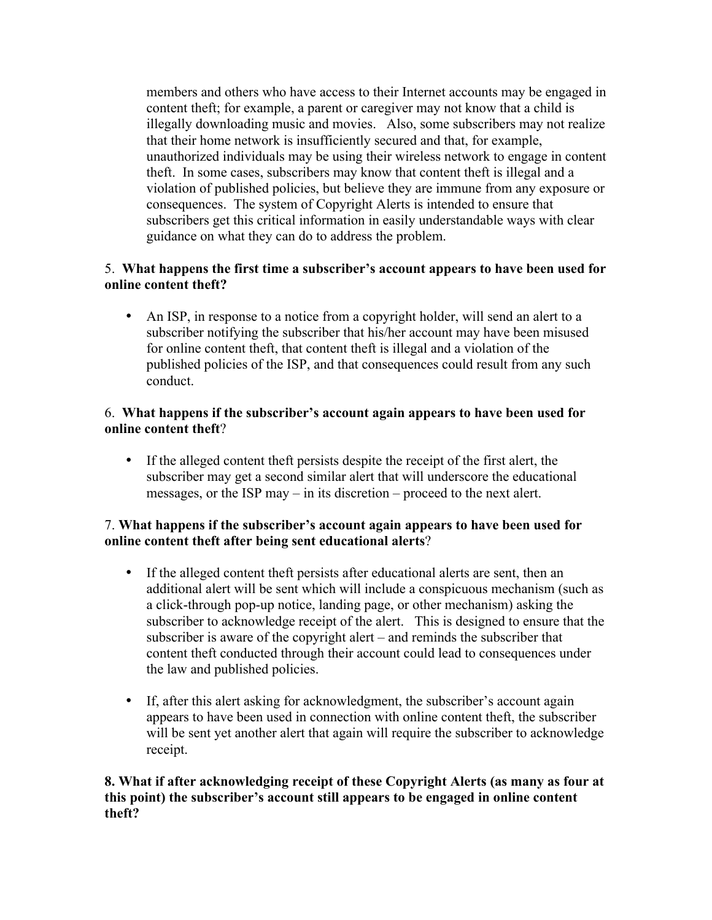members and others who have access to their Internet accounts may be engaged in content theft; for example, a parent or caregiver may not know that a child is illegally downloading music and movies. Also, some subscribers may not realize that their home network is insufficiently secured and that, for example, unauthorized individuals may be using their wireless network to engage in content theft. In some cases, subscribers may know that content theft is illegal and a violation of published policies, but believe they are immune from any exposure or consequences. The system of Copyright Alerts is intended to ensure that subscribers get this critical information in easily understandable ways with clear guidance on what they can do to address the problem.

5. **What happens the first time a subscriber's account appears to have been used for online content theft?**

- An ISP, in response to a notice from a copyright holder, will send an alert to a subscriber notifying the subscriber that his/her account may have been misused for online content theft, that content theft is illegal and a violation of the published policies of the ISP, and that consequences could result from any such conduct.

6. **What happens if the subscriber's account again appears to have been used for online content theft**?

- If the alleged content theft persists despite the receipt of the first alert, the subscriber may get a second similar alert that will underscore the educational messages, or the ISP may – in its discretion – proceed to the next alert.

7. **What happens if the subscriber's account again appears to have been used for online content theft after being sent educational alerts**?

- If the alleged content theft persists after educational alerts are sent, then an additional alert will be sent which will include a conspicuous mechanism (such as a click-through pop-up notice, landing page, or other mechanism) asking the subscriber to acknowledge receipt of the alert. This is designed to ensure that the subscriber is aware of the copyright alert – and reminds the subscriber that content theft conducted through their account could lead to consequences under the law and published policies.

- If, after this alert asking for acknowledgment, the subscriber's account again appears to have been used in connection with online content theft, the subscriber will be sent yet another alert that again will require the subscriber to acknowledge receipt.

**8. What if after acknowledging receipt of these Copyright Alerts (as many as four at this point) the subscriber's account still appears to be engaged in online content theft?**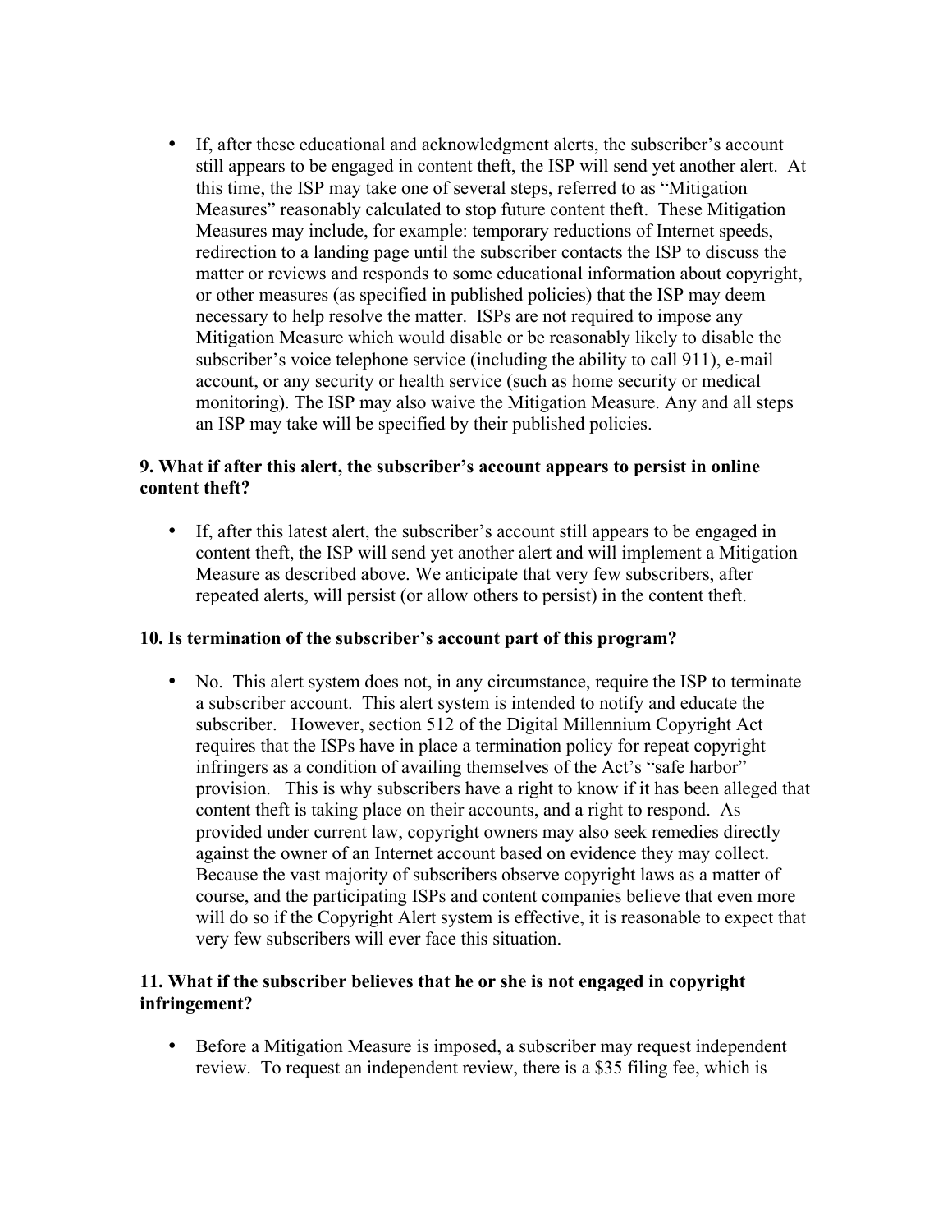- If, after these educational and acknowledgment alerts, the subscriber's account still appears to be engaged in content theft, the ISP will send yet another alert. At this time, the ISP may take one of several steps, referred to as "Mitigation Measures" reasonably calculated to stop future content theft. These Mitigation Measures may include, for example: temporary reductions of Internet speeds, redirection to a landing page until the subscriber contacts the ISP to discuss the matter or reviews and responds to some educational information about copyright, or other measures (as specified in published policies) that the ISP may deem necessary to help resolve the matter. ISPs are not required to impose any Mitigation Measure which would disable or be reasonably likely to disable the subscriber's voice telephone service (including the ability to call 911), e-mail account, or any security or health service (such as home security or medical monitoring). The ISP may also waive the Mitigation Measure. Any and all steps an ISP may take will be specified by their published policies.

**9. What if after this alert, the subscriber's account appears to persist in online content theft?**

- If, after this latest alert, the subscriber's account still appears to be engaged in content theft, the ISP will send yet another alert and will implement a Mitigation Measure as described above. We anticipate that very few subscribers, after repeated alerts, will persist (or allow others to persist) in the content theft.

**10. Is termination of the subscriber's account part of this program?**

- No. This alert system does not, in any circumstance, require the ISP to terminate a subscriber account. This alert system is intended to notify and educate the subscriber. However, section 512 of the Digital Millennium Copyright Act requires that the ISPs have in place a termination policy for repeat copyright infringers as a condition of availing themselves of the Act's "safe harbor" provision. This is why subscribers have a right to know if it has been alleged that content theft is taking place on their accounts, and a right to respond. As provided under current law, copyright owners may also seek remedies directly against the owner of an Internet account based on evidence they may collect. Because the vast majority of subscribers observe copyright laws as a matter of course, and the participating ISPs and content companies believe that even more will do so if the Copyright Alert system is effective, it is reasonable to expect that very few subscribers will ever face this situation.

**11. What if the subscriber believes that he or she is not engaged in copyright infringement?**

- Before a Mitigation Measure is imposed, a subscriber may request independent review. To request an independent review, there is a $35 filing fee, which is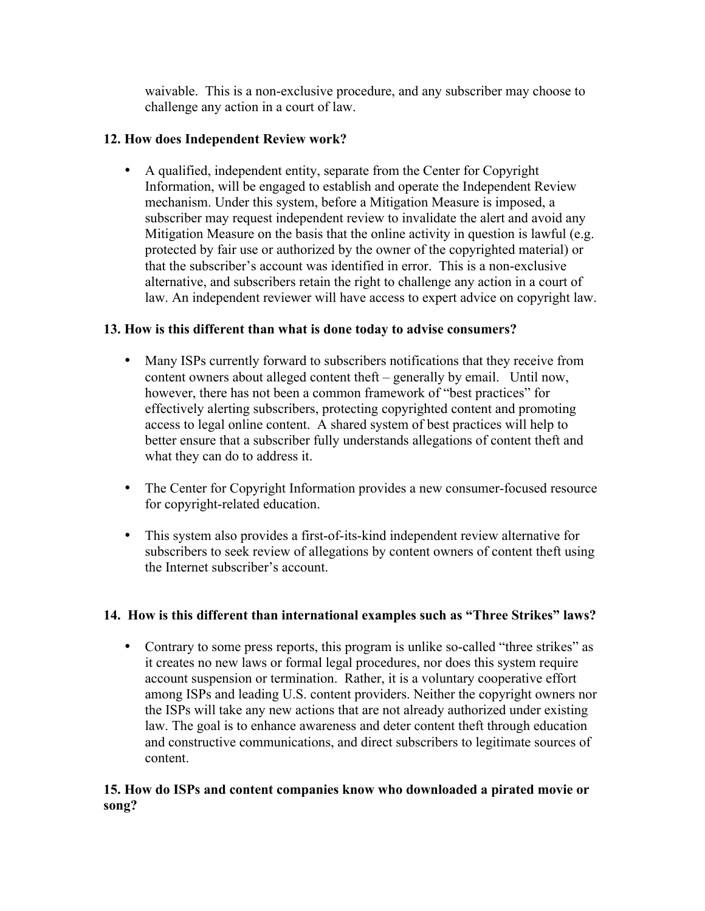waivable. This is a non-exclusive procedure, and any subscriber may choose to challenge any action in a court of law.

**12. How does Independent Review work?**

- A qualified, independent entity, separate from the Center for Copyright Information, will be engaged to establish and operate the Independent Review mechanism. Under this system, before a Mitigation Measure is imposed, a subscriber may request independent review to invalidate the alert and avoid any Mitigation Measure on the basis that the online activity in question is lawful (e.g. protected by fair use or authorized by the owner of the copyrighted material) or that the subscriber's account was identified in error. This is a non-exclusive alternative, and subscribers retain the right to challenge any action in a court of law. An independent reviewer will have access to expert advice on copyright law.

**13. How is this different than what is done today to advise consumers?**

- Many ISPs currently forward to subscribers notifications that they receive from content owners about alleged content theft – generally by email. Until now, however, there has not been a common framework of "best practices" for effectively alerting subscribers, protecting copyrighted content and promoting access to legal online content. A shared system of best practices will help to better ensure that a subscriber fully understands allegations of content theft and what they can do to address it.

- The Center for Copyright Information provides a new consumer-focused resource for copyright-related education.

- This system also provides a first-of-its-kind independent review alternative for subscribers to seek review of allegations by content owners of content theft using the Internet subscriber's account.

**14. How is this different than international examples such as "Three Strikes" laws?**

- Contrary to some press reports, this program is unlike so-called "three strikes" as it creates no new laws or formal legal procedures, nor does this system require account suspension or termination. Rather, it is a voluntary cooperative effort among ISPs and leading U.S. content providers. Neither the copyright owners nor the ISPs will take any new actions that are not already authorized under existing law. The goal is to enhance awareness and deter content theft through education and constructive communications, and direct subscribers to legitimate sources of content.

**15. How do ISPs and content companies know who downloaded a pirated movie or song?**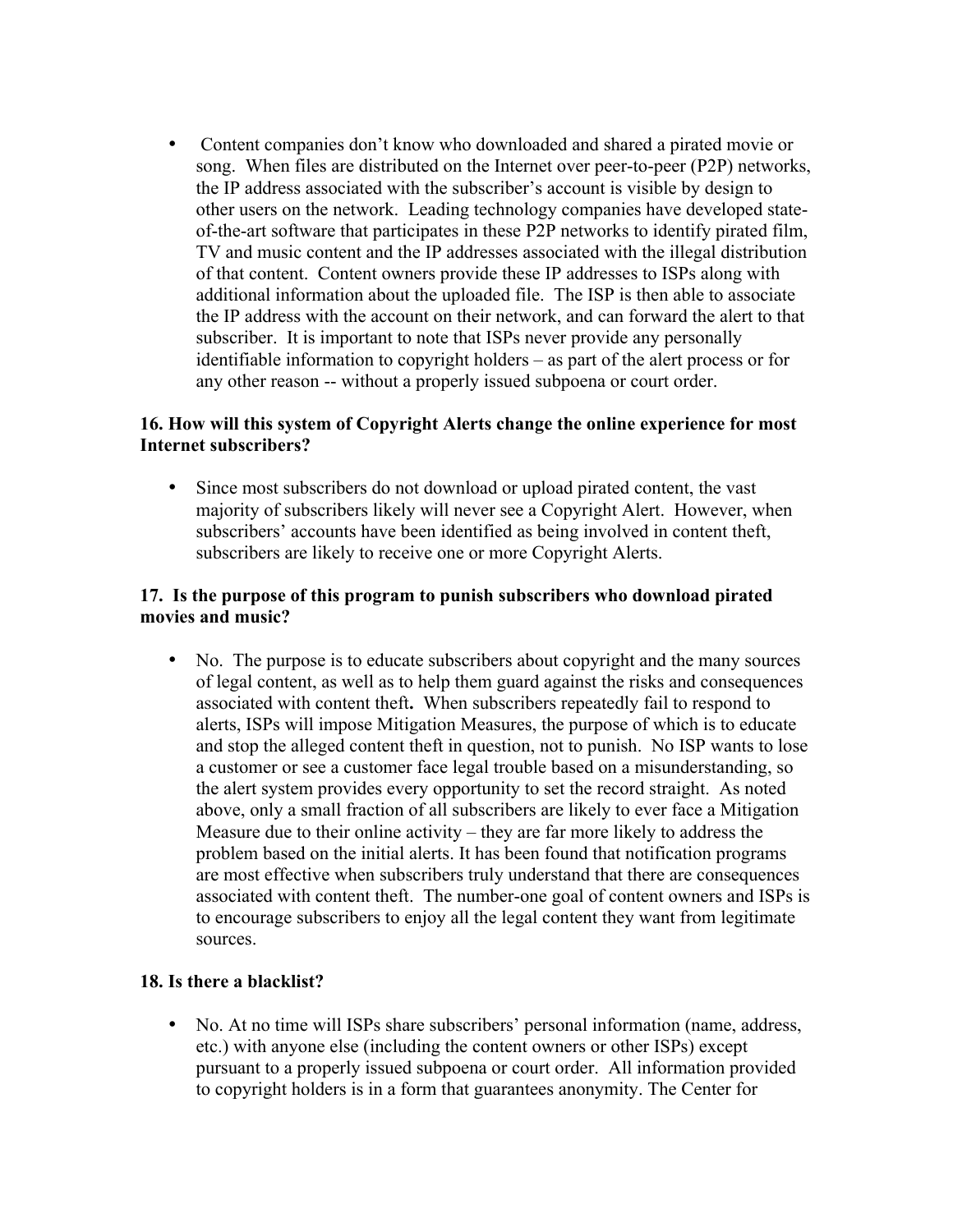- Content companies don't know who downloaded and shared a pirated movie or song. When files are distributed on the Internet over peer-to-peer (P2P) networks, the IP address associated with the subscriber's account is visible by design to other users on the network. Leading technology companies have developed state-of-the-art software that participates in these P2P networks to identify pirated film, TV and music content and the IP addresses associated with the illegal distribution of that content. Content owners provide these IP addresses to ISPs along with additional information about the uploaded file. The ISP is then able to associate the IP address with the account on their network, and can forward the alert to that subscriber. It is important to note that ISPs never provide any personally identifiable information to copyright holders – as part of the alert process or for any other reason -- without a properly issued subpoena or court order.

**16. How will this system of Copyright Alerts change the online experience for most Internet subscribers?**

- Since most subscribers do not download or upload pirated content, the vast majority of subscribers likely will never see a Copyright Alert. However, when subscribers' accounts have been identified as being involved in content theft, subscribers are likely to receive one or more Copyright Alerts.

**17. Is the purpose of this program to punish subscribers who download pirated movies and music?**

- No. The purpose is to educate subscribers about copyright and the many sources of legal content, as well as to help them guard against the risks and consequences associated with content theft**.** When subscribers repeatedly fail to respond to alerts, ISPs will impose Mitigation Measures, the purpose of which is to educate and stop the alleged content theft in question, not to punish. No ISP wants to lose a customer or see a customer face legal trouble based on a misunderstanding, so the alert system provides every opportunity to set the record straight. As noted above, only a small fraction of all subscribers are likely to ever face a Mitigation Measure due to their online activity – they are far more likely to address the problem based on the initial alerts. It has been found that notification programs are most effective when subscribers truly understand that there are consequences associated with content theft. The number-one goal of content owners and ISPs is to encourage subscribers to enjoy all the legal content they want from legitimate sources.

**18. Is there a blacklist?**

- No. At no time will ISPs share subscribers' personal information (name, address, etc.) with anyone else (including the content owners or other ISPs) except pursuant to a properly issued subpoena or court order. All information provided to copyright holders is in a form that guarantees anonymity. The Center for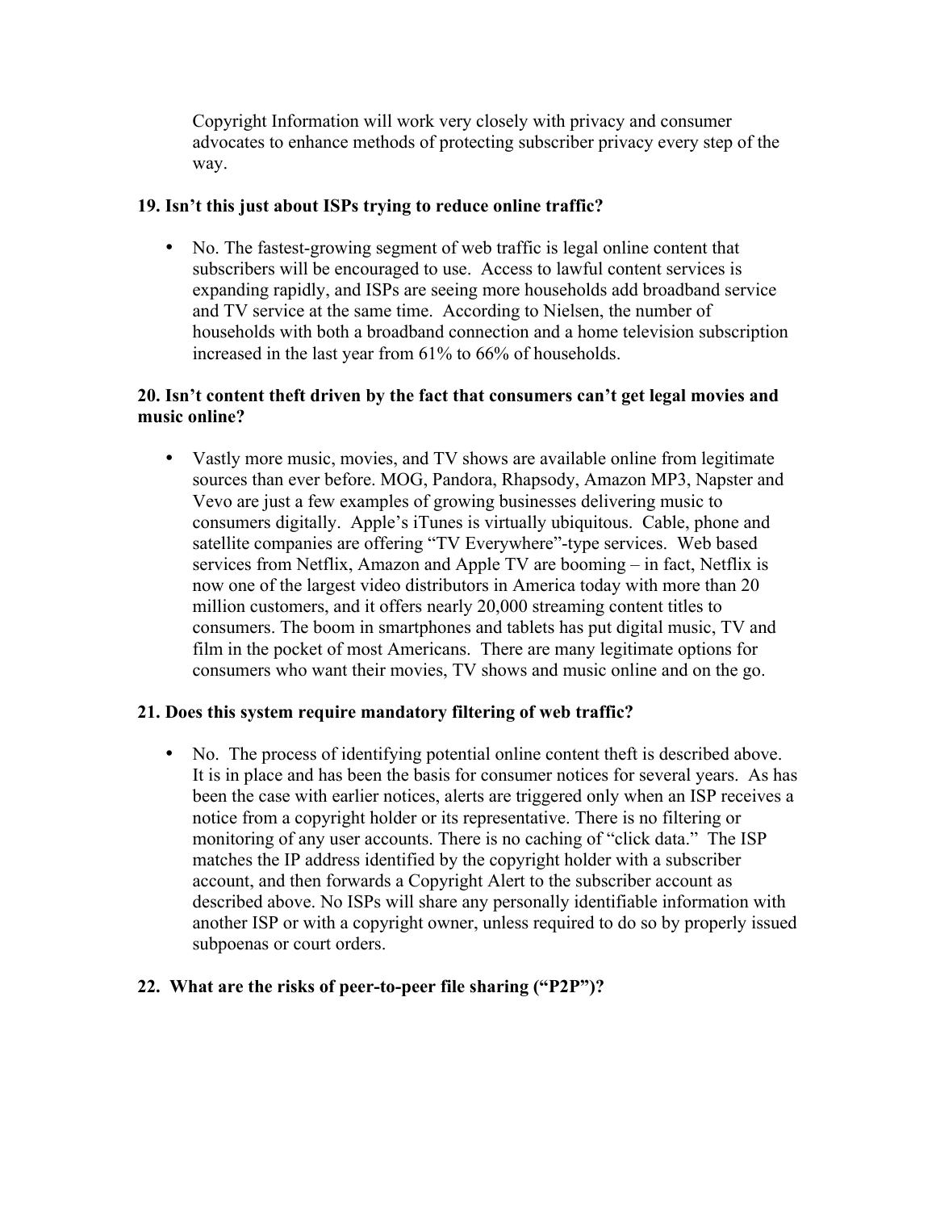Copyright Information will work very closely with privacy and consumer advocates to enhance methods of protecting subscriber privacy every step of the way.

**19. Isn't this just about ISPs trying to reduce online traffic?**

- No. The fastest-growing segment of web traffic is legal online content that subscribers will be encouraged to use. Access to lawful content services is expanding rapidly, and ISPs are seeing more households add broadband service and TV service at the same time. According to Nielsen, the number of households with both a broadband connection and a home television subscription increased in the last year from 61% to 66% of households.

**20. Isn't content theft driven by the fact that consumers can't get legal movies and music online?**

- Vastly more music, movies, and TV shows are available online from legitimate sources than ever before. MOG, Pandora, Rhapsody, Amazon MP3, Napster and Vevo are just a few examples of growing businesses delivering music to consumers digitally. Apple's iTunes is virtually ubiquitous. Cable, phone and satellite companies are offering "TV Everywhere"-type services. Web based services from Netflix, Amazon and Apple TV are booming – in fact, Netflix is now one of the largest video distributors in America today with more than 20 million customers, and it offers nearly 20,000 streaming content titles to consumers. The boom in smartphones and tablets has put digital music, TV and film in the pocket of most Americans. There are many legitimate options for consumers who want their movies, TV shows and music online and on the go.

**21. Does this system require mandatory filtering of web traffic?**

- No. The process of identifying potential online content theft is described above. It is in place and has been the basis for consumer notices for several years. As has been the case with earlier notices, alerts are triggered only when an ISP receives a notice from a copyright holder or its representative. There is no filtering or monitoring of any user accounts. There is no caching of "click data." The ISP matches the IP address identified by the copyright holder with a subscriber account, and then forwards a Copyright Alert to the subscriber account as described above. No ISPs will share any personally identifiable information with another ISP or with a copyright owner, unless required to do so by properly issued subpoenas or court orders.

**22. What are the risks of peer-to-peer file sharing ("P2P")?**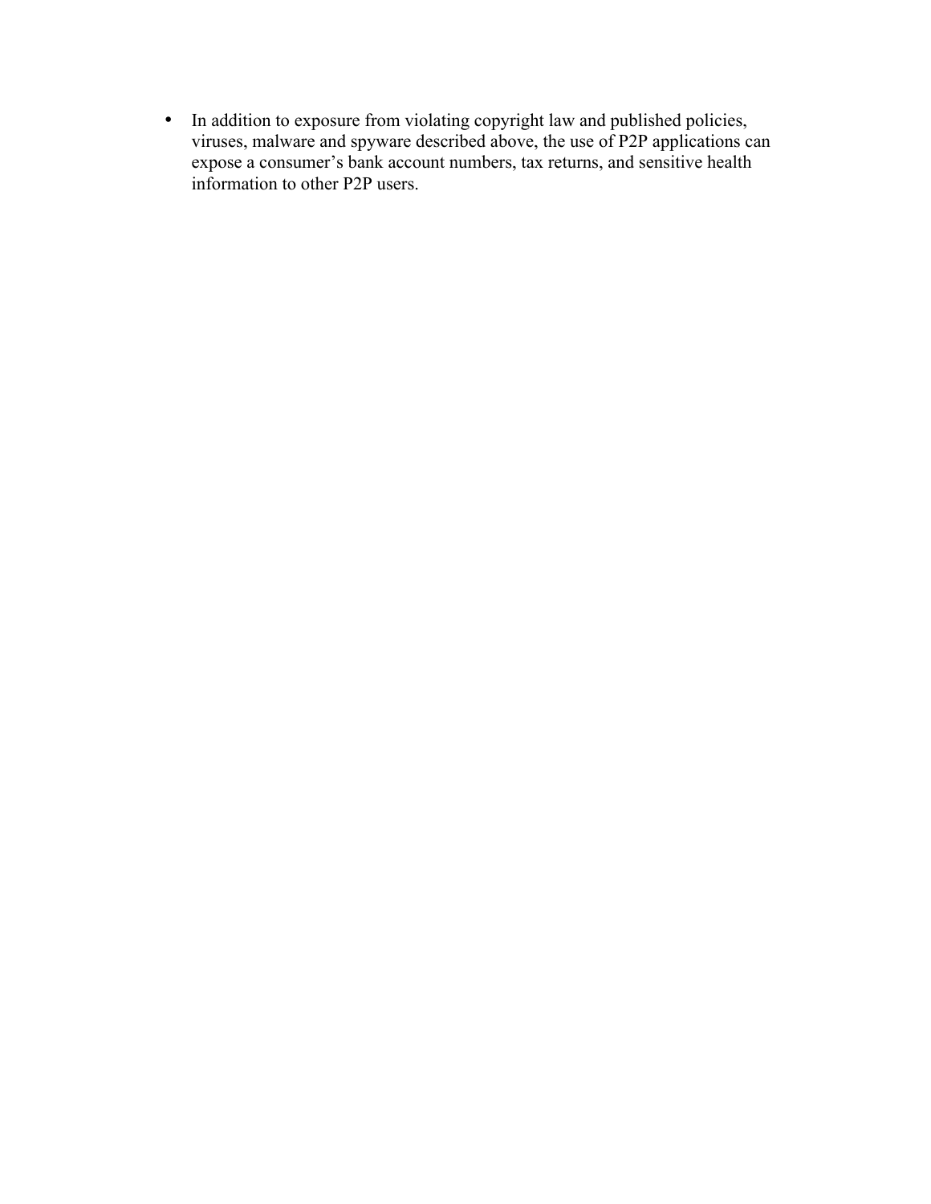- In addition to exposure from violating copyright law and published policies, viruses, malware and spyware described above, the use of P2P applications can expose a consumer's bank account numbers, tax returns, and sensitive health information to other P2P users.